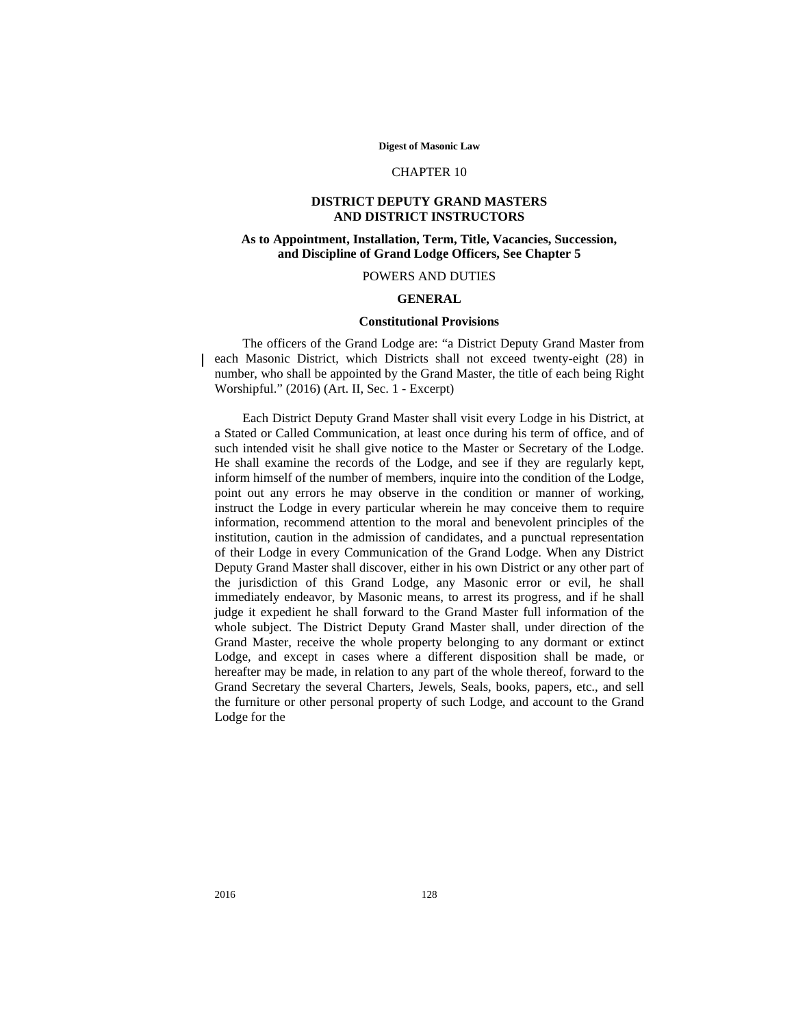# CHAPTER 10

## DISTRICT DEPUTY GRAND MASTERS AND DISTRICT INSTRUCTORS

### As to Appointment, Installation, Term, Title, Vacancies, Succession, and Discipline of Grand Lodge Officers, See Chapter 5

POWERS AND DUTIES

### GENERAL

#### Constitutional Provisions

The officers of the Grand Lodge are: "a District Deputy Grand Master from each Masonic District, which Districts shall not exceed twenty-eight (28) in number, who shall be appointed by the Grand Master, the title of each being Right Worshipful." (2016) (Art. II, Sec. 1 - Excerpt)

Each District Deputy Grand Master shall visit every Lodge in his District, at a Stated or Called Communication, at least once during his term of office, and of such intended visit he shall give notice to the Master or Secretary of the Lodge. He shall examine the records of the Lodge, and see if they are regularly kept, inform himself of the number of members, inquire into the condition of the Lodge, point out any errors he may observe in the condition or manner of working, instruct the Lodge in every particular wherein he may conceive them to require information, recommend attention to the moral and benevolent principles of the institution, caution in the admission of candidates, and a punctual representation of their Lodge in every Communication of the Grand Lodge. When any District Deputy Grand Master shall discover, either in his own District or any other part of the jurisdiction of this Grand Lodge, any Masonic error or evil, he shall immediately endeavor, by Masonic means, to arrest its progress, and if he shall judge it expedient he shall forward to the Grand Master full information of the whole subject. The District Deputy Grand Master shall, under direction of the Grand Master, receive the whole property belonging to any dormant or extinct Lodge, and except in cases where a different disposition shall be made, or hereafter may be made, in relation to any part of the whole thereof, forward to the Grand Secretary the several Charters, Jewels, Seals, books, papers, etc., and sell the furniture or other personal property of such Lodge, and account to the Grand Lodge for the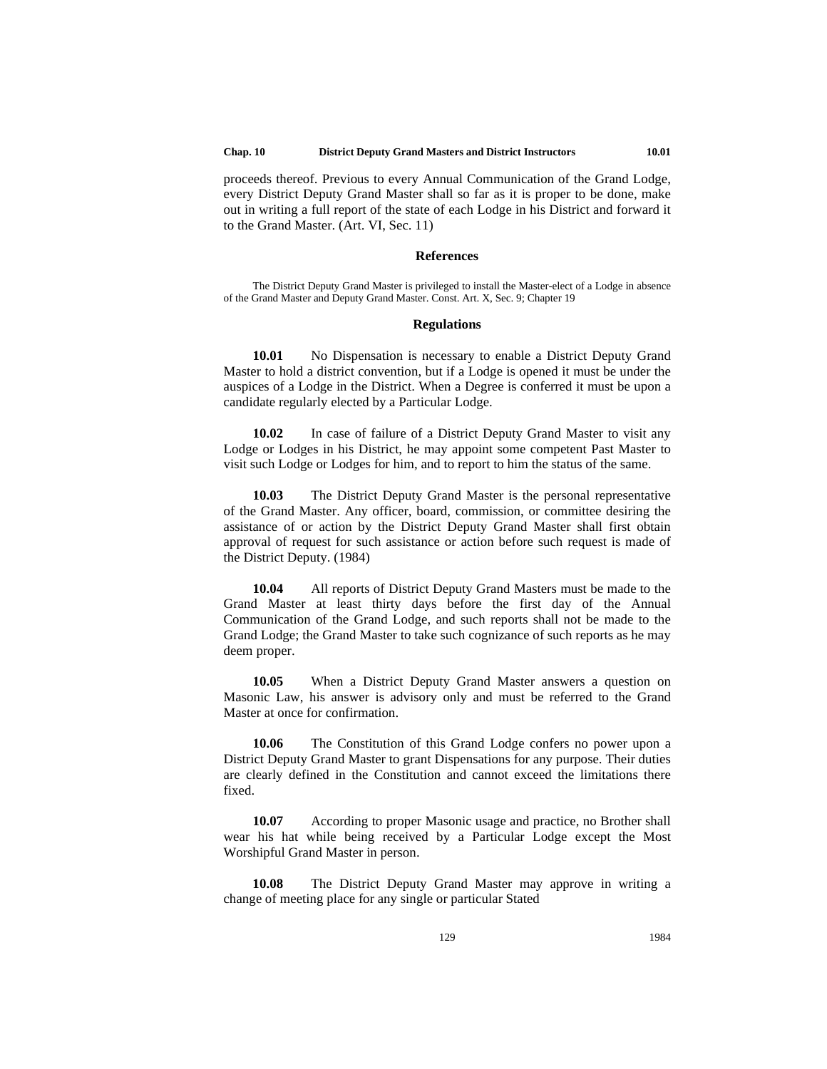proceeds thereof. Previous to every Annual Communication of the Grand Lodge, every District Deputy Grand Master shall so far as it is proper to be done, make out in writing a full report of the state of each Lodge in his District and forward it to the Grand Master. (Art. VI, Sec. 11)

### References

The District Deputy Grand Master is privileged to install the Master-elect of a Lodge in absence of the Grand Master and Deputy Grand Master. Const. Art. X, Sec. 9; Chapter 19

### Regulations

**10.01** No Dispensation is necessary to enable a District Deputy Grand Master to hold a district convention, but if a Lodge is opened it must be under the auspices of a Lodge in the District. When a Degree is conferred it must be upon a candidate regularly elected by a Particular Lodge.

**10.02** In case of failure of a District Deputy Grand Master to visit any Lodge or Lodges in his District, he may appoint some competent Past Master to visit such Lodge or Lodges for him, and to report to him the status of the same.

**10.03** The District Deputy Grand Master is the personal representative of the Grand Master. Any officer, board, commission, or committee desiring the assistance of or action by the District Deputy Grand Master shall first obtain approval of request for such assistance or action before such request is made of the District Deputy. (1984)

**10.04** All reports of District Deputy Grand Masters must be made to the Grand Master at least thirty days before the first day of the Annual Communication of the Grand Lodge, and such reports shall not be made to the Grand Lodge; the Grand Master to take such cognizance of such reports as he may deem proper.

**10.05** When a District Deputy Grand Master answers a question on Masonic Law, his answer is advisory only and must be referred to the Grand Master at once for confirmation.

**10.06** The Constitution of this Grand Lodge confers no power upon a District Deputy Grand Master to grant Dispensations for any purpose. Their duties are clearly defined in the Constitution and cannot exceed the limitations there fixed.

**10.07** According to proper Masonic usage and practice, no Brother shall wear his hat while being received by a Particular Lodge except the Most Worshipful Grand Master in person.

**10.08** The District Deputy Grand Master may approve in writing a change of meeting place for any single or particular Stated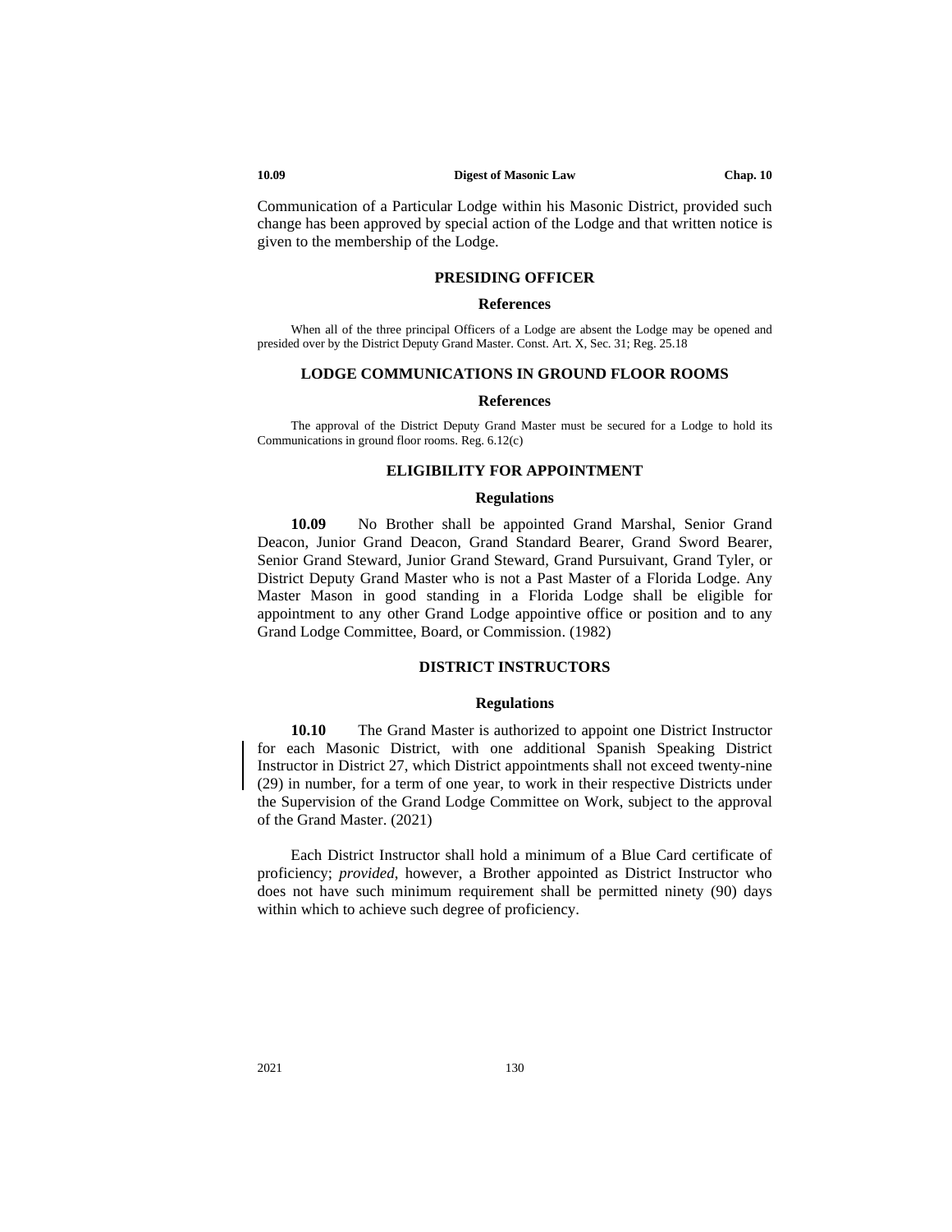Communication of a Particular Lodge within his Masonic District, provided such change has been approved by special action of the Lodge and that written notice is given to the membership of the Lodge.

## PRESIDING OFFICER

### References

When all of the three principal Officers of a Lodge are absent the Lodge may be opened and presided over by the District Deputy Grand Master. Const. Art. X, Sec. 31; Reg. 25.18

## LODGE COMMUNICATIONS IN GROUND FLOOR ROOMS

### References

The approval of the District Deputy Grand Master must be secured for a Lodge to hold its Communications in ground floor rooms. Reg. 6.12(c)

## ELIGIBILITY FOR APPOINTMENT

### Regulations

**10.09** No Brother shall be appointed Grand Marshal, Senior Grand Deacon, Junior Grand Deacon, Grand Standard Bearer, Grand Sword Bearer, Senior Grand Steward, Junior Grand Steward, Grand Pursuivant, Grand Tyler, or District Deputy Grand Master who is not a Past Master of a Florida Lodge. Any Master Mason in good standing in a Florida Lodge shall be eligible for appointment to any other Grand Lodge appointive office or position and to any Grand Lodge Committee, Board, or Commission. (1982)

## DISTRICT INSTRUCTORS

### Regulations

**10.10** The Grand Master is authorized to appoint one District Instructor for each Masonic District, with one additional Spanish Speaking District Instructor in District 27, which District appointments shall not exceed twenty-nine (29) in number, for a term of one year, to work in their respective Districts under the Supervision of the Grand Lodge Committee on Work, subject to the approval of the Grand Master. (2021)

Each District Instructor shall hold a minimum of a Blue Card certificate of proficiency; *provided*, however, a Brother appointed as District Instructor who does not have such minimum requirement shall be permitted ninety (90) days within which to achieve such degree of proficiency.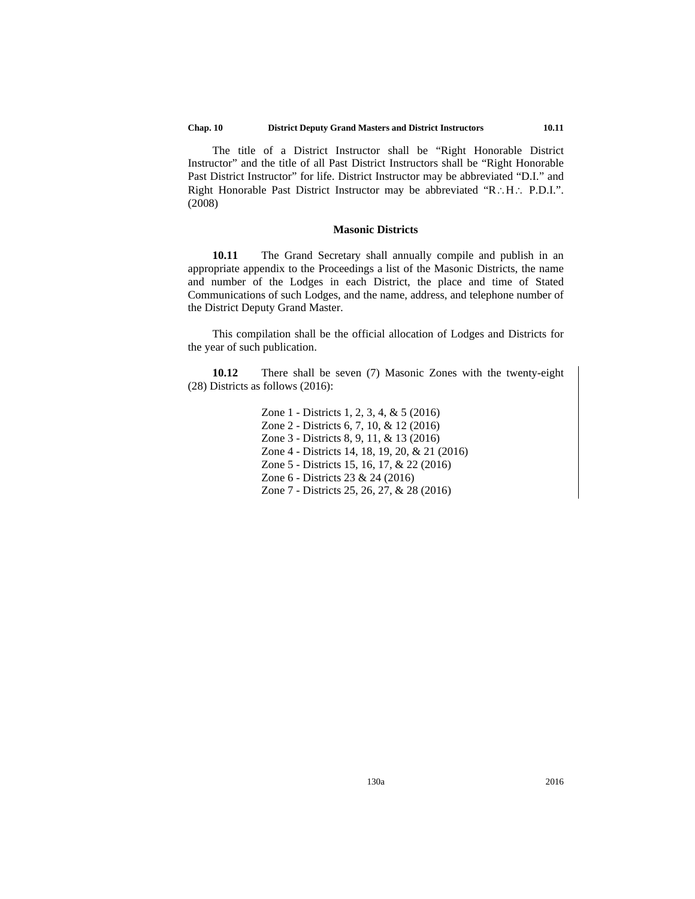The title of a District Instructor shall be "Right Honorable District Instructor" and the title of all Past District Instructors shall be "Right Honorable Past District Instructor" for life. District Instructor may be abbreviated "D.I." and Right Honorable Past District Instructor may be abbreviated "R∴H∴ P.D.I.". (2008)

## Masonic Districts

**10.11** The Grand Secretary shall annually compile and publish in an appropriate appendix to the Proceedings a list of the Masonic Districts, the name and number of the Lodges in each District, the place and time of Stated Communications of such Lodges, and the name, address, and telephone number of the District Deputy Grand Master.

This compilation shall be the official allocation of Lodges and Districts for the year of such publication.

**10.12** There shall be seven (7) Masonic Zones with the twenty-eight (28) Districts as follows (2016):

Zone 1 - Districts 1, 2, 3, 4, & 5 (2016)
Zone 2 - Districts 6, 7, 10, & 12 (2016)
Zone 3 - Districts 8, 9, 11, & 13 (2016)
Zone 4 - Districts 14, 18, 19, 20, & 21 (2016)
Zone 5 - Districts 15, 16, 17, & 22 (2016)
Zone 6 - Districts 23 & 24 (2016)
Zone 7 - Districts 25, 26, 27, & 28 (2016)